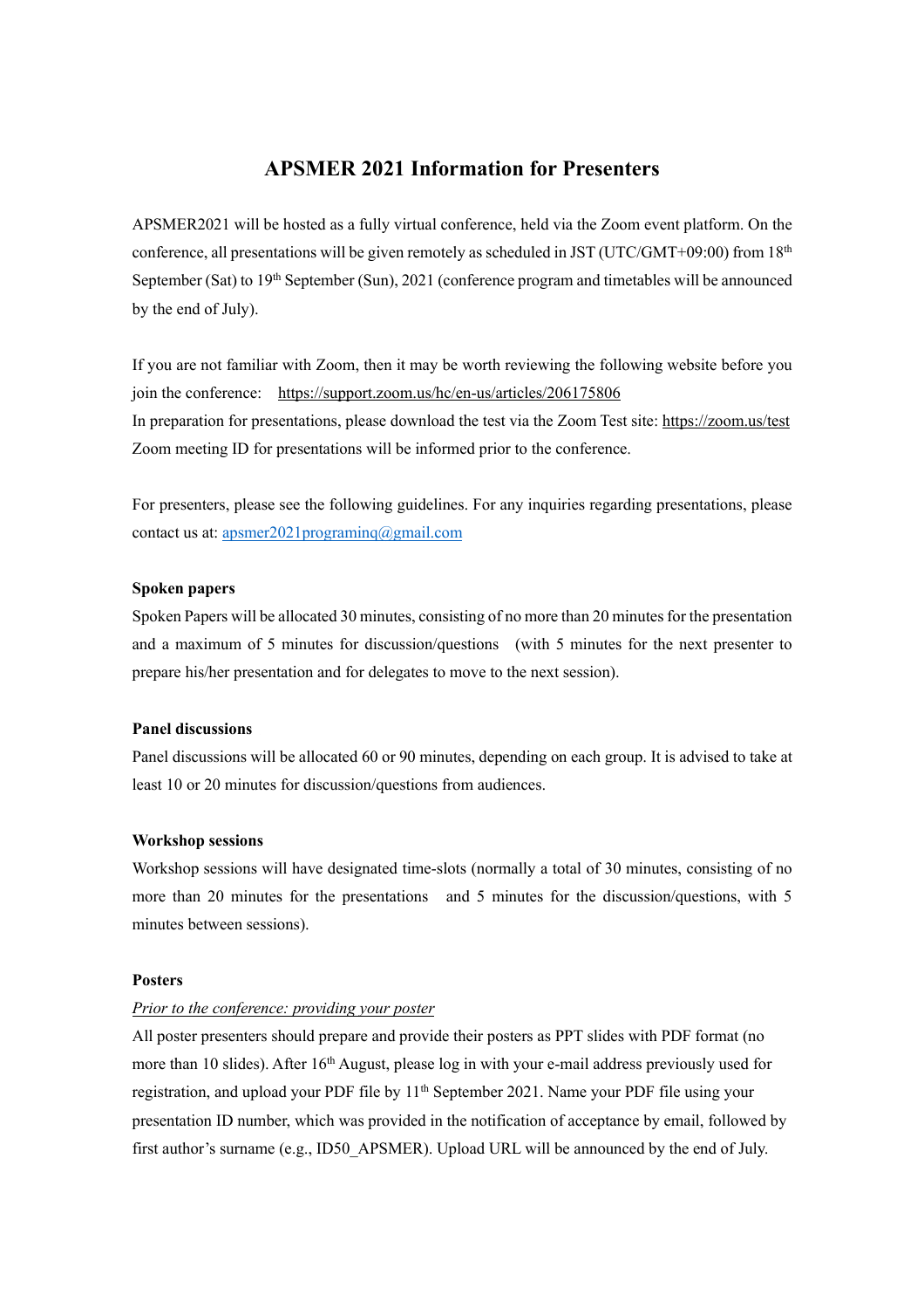# APSMER 2021 Information for Presenters

APSMER2021 will be hosted as a fully virtual conference, held via the Zoom event platform. On the conference, all presentations will be given remotely as scheduled in JST (UTC/GMT+09:00) from 18th September (Sat) to 19th September (Sun), 2021 (conference program and timetables will be announced by the end of July).

If you are not familiar with Zoom, then it may be worth reviewing the following website before you join the conference: https://support.zoom.us/hc/en-us/articles/206175806
In preparation for presentations, please download the test via the Zoom Test site: https://zoom.us/test
Zoom meeting ID for presentations will be informed prior to the conference.

For presenters, please see the following guidelines. For any inquiries regarding presentations, please contact us at: apsmer2021programinq@gmail.com

**Spoken papers**

Spoken Papers will be allocated 30 minutes, consisting of no more than 20 minutes for the presentation and a maximum of 5 minutes for discussion/questions (with 5 minutes for the next presenter to prepare his/her presentation and for delegates to move to the next session).

**Panel discussions**

Panel discussions will be allocated 60 or 90 minutes, depending on each group. It is advised to take at least 10 or 20 minutes for discussion/questions from audiences.

**Workshop sessions**

Workshop sessions will have designated time-slots (normally a total of 30 minutes, consisting of no more than 20 minutes for the presentations and 5 minutes for the discussion/questions, with 5 minutes between sessions).

**Posters**

*Prior to the conference: providing your poster*

All poster presenters should prepare and provide their posters as PPT slides with PDF format (no more than 10 slides). After 16th August, please log in with your e-mail address previously used for registration, and upload your PDF file by 11th September 2021. Name your PDF file using your presentation ID number, which was provided in the notification of acceptance by email, followed by first author's surname (e.g., ID50_APSMER). Upload URL will be announced by the end of July.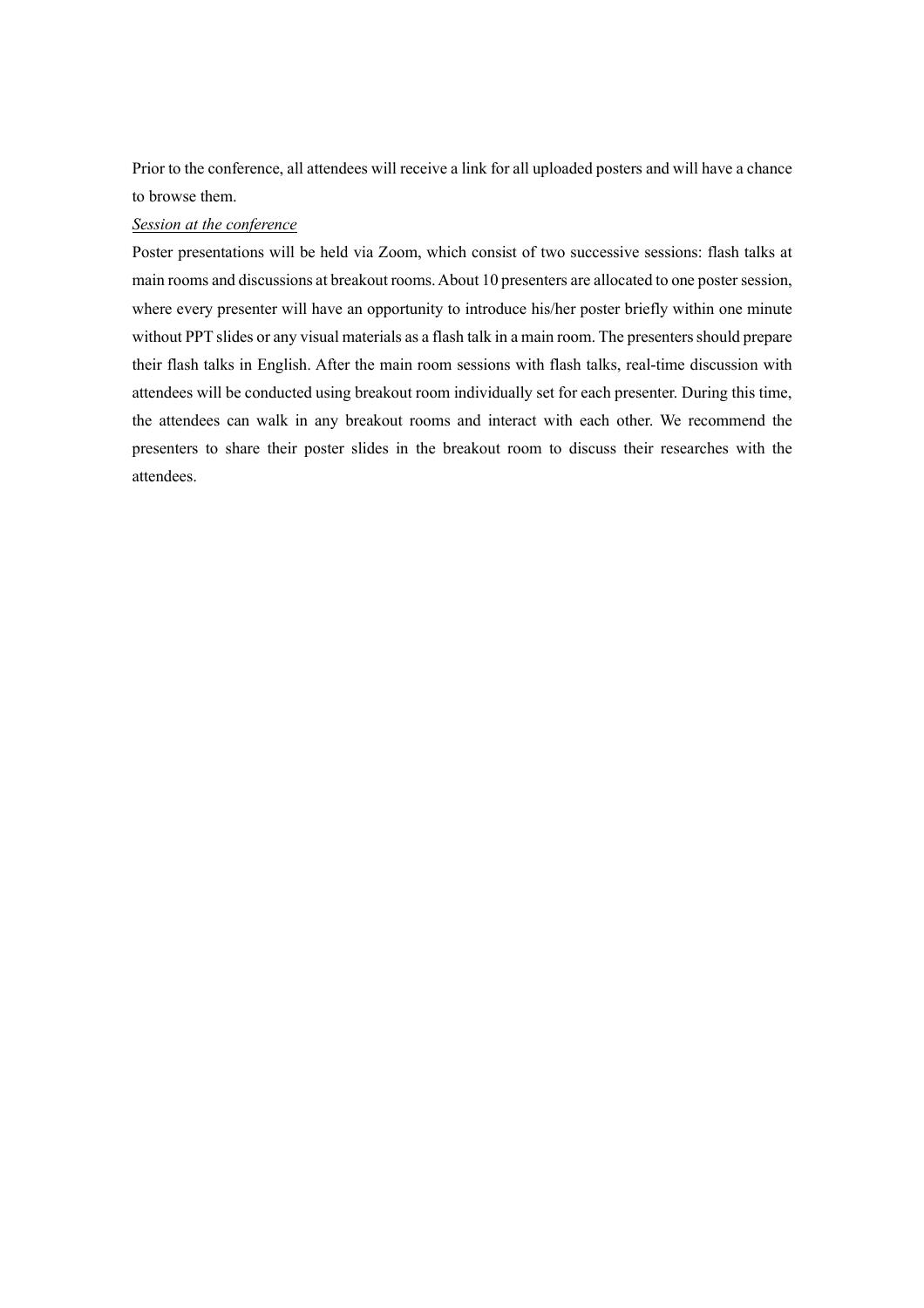Prior to the conference, all attendees will receive a link for all uploaded posters and will have a chance to browse them.

*Session at the conference*

Poster presentations will be held via Zoom, which consist of two successive sessions: flash talks at main rooms and discussions at breakout rooms. About 10 presenters are allocated to one poster session, where every presenter will have an opportunity to introduce his/her poster briefly within one minute without PPT slides or any visual materials as a flash talk in a main room. The presenters should prepare their flash talks in English. After the main room sessions with flash talks, real-time discussion with attendees will be conducted using breakout room individually set for each presenter. During this time, the attendees can walk in any breakout rooms and interact with each other. We recommend the presenters to share their poster slides in the breakout room to discuss their researches with the attendees.